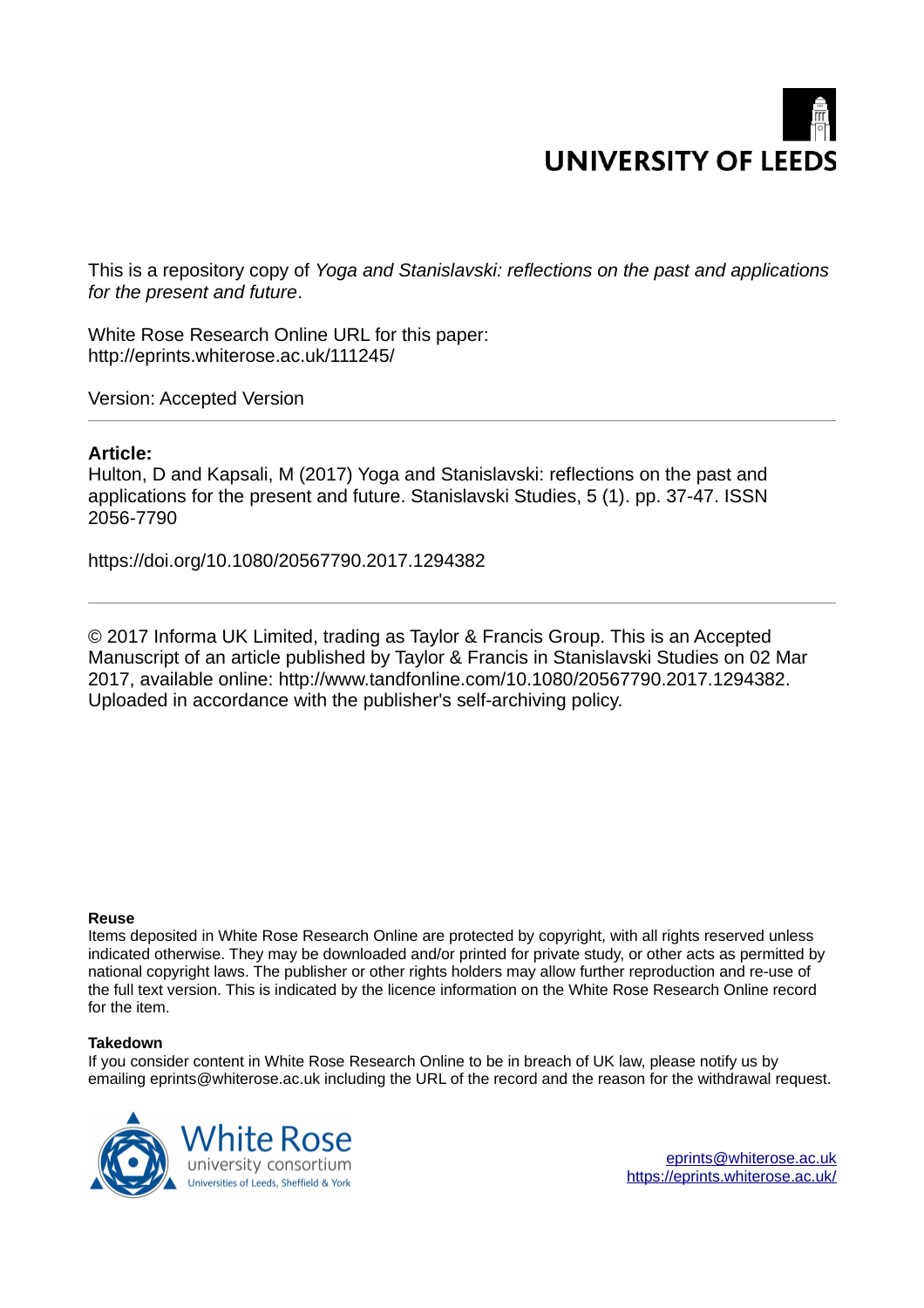UNIVERSITY OF LEEDS

This is a repository copy of *Yoga and Stanislavski: reflections on the past and applications for the present and future*.

White Rose Research Online URL for this paper:
http://eprints.whiterose.ac.uk/111245/

Version: Accepted Version

---

**Article:**

Hulton, D and Kapsali, M (2017) Yoga and Stanislavski: reflections on the past and applications for the present and future. Stanislavski Studies, 5 (1). pp. 37-47. ISSN 2056-7790

https://doi.org/10.1080/20567790.2017.1294382

---

© 2017 Informa UK Limited, trading as Taylor & Francis Group. This is an Accepted Manuscript of an article published by Taylor & Francis in Stanislavski Studies on 02 Mar 2017, available online: http://www.tandfonline.com/10.1080/20567790.2017.1294382. Uploaded in accordance with the publisher's self-archiving policy.

**Reuse**

Items deposited in White Rose Research Online are protected by copyright, with all rights reserved unless indicated otherwise. They may be downloaded and/or printed for private study, or other acts as permitted by national copyright laws. The publisher or other rights holders may allow further reproduction and re-use of the full text version. This is indicated by the licence information on the White Rose Research Online record for the item.

**Takedown**

If you consider content in White Rose Research Online to be in breach of UK law, please notify us by emailing eprints@whiterose.ac.uk including the URL of the record and the reason for the withdrawal request.

White Rose
university consortium
Universities of Leeds, Sheffield & York

eprints@whiterose.ac.uk
https://eprints.whiterose.ac.uk/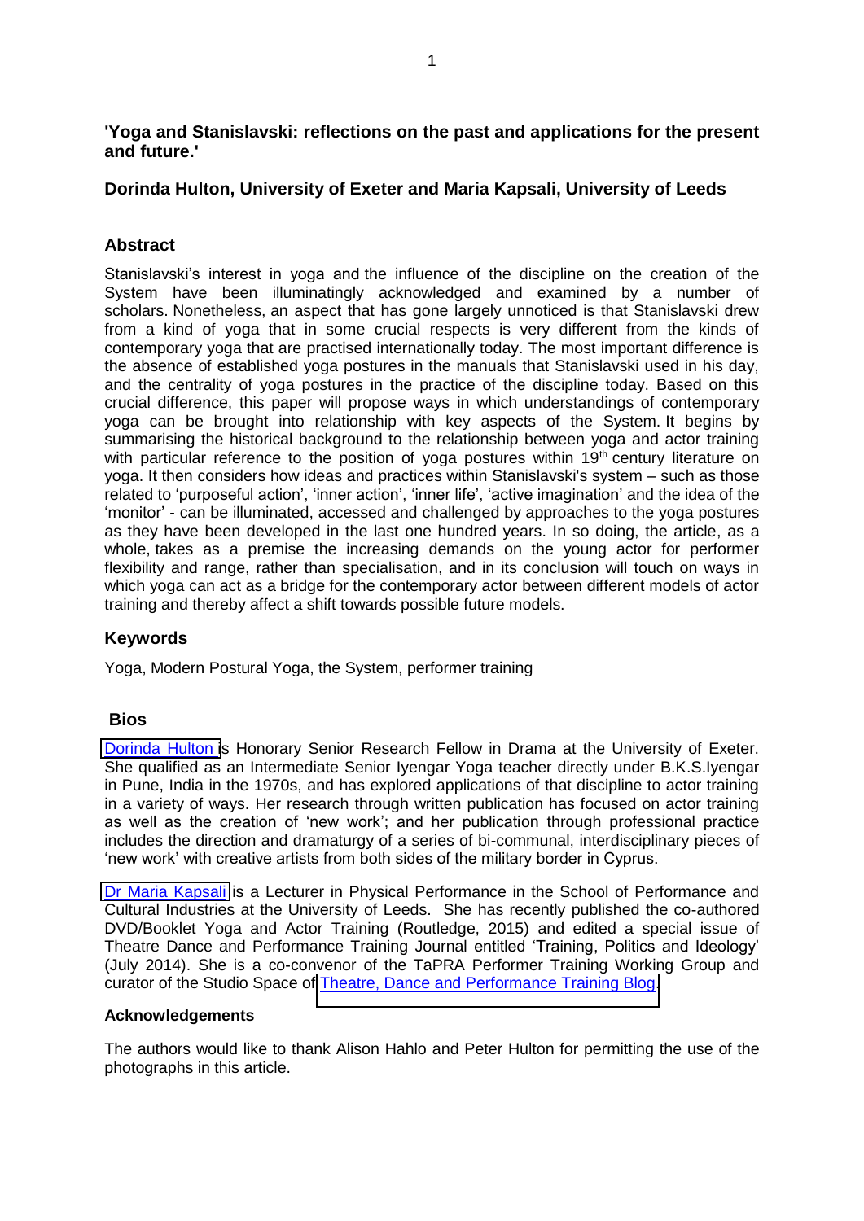**'Yoga and Stanislavski: reflections on the past and applications for the present and future.'**

**Dorinda Hulton, University of Exeter and Maria Kapsali, University of Leeds**

## Abstract

Stanislavski's interest in yoga and the influence of the discipline on the creation of the System have been illuminatingly acknowledged and examined by a number of scholars. Nonetheless, an aspect that has gone largely unnoticed is that Stanislavski drew from a kind of yoga that in some crucial respects is very different from the kinds of contemporary yoga that are practised internationally today. The most important difference is the absence of established yoga postures in the manuals that Stanislavski used in his day, and the centrality of yoga postures in the practice of the discipline today. Based on this crucial difference, this paper will propose ways in which understandings of contemporary yoga can be brought into relationship with key aspects of the System. It begins by summarising the historical background to the relationship between yoga and actor training with particular reference to the position of yoga postures within 19th century literature on yoga. It then considers how ideas and practices within Stanislavski's system – such as those related to 'purposeful action', 'inner action', 'inner life', 'active imagination' and the idea of the 'monitor' - can be illuminated, accessed and challenged by approaches to the yoga postures as they have been developed in the last one hundred years. In so doing, the article, as a whole, takes as a premise the increasing demands on the young actor for performer flexibility and range, rather than specialisation, and in its conclusion will touch on ways in which yoga can act as a bridge for the contemporary actor between different models of actor training and thereby affect a shift towards possible future models.

## Keywords

Yoga, Modern Postural Yoga, the System, performer training

## Bios

Dorinda Hulton is Honorary Senior Research Fellow in Drama at the University of Exeter. She qualified as an Intermediate Senior Iyengar Yoga teacher directly under B.K.S.Iyengar in Pune, India in the 1970s, and has explored applications of that discipline to actor training in a variety of ways. Her research through written publication has focused on actor training as well as the creation of 'new work'; and her publication through professional practice includes the direction and dramaturgy of a series of bi-communal, interdisciplinary pieces of 'new work' with creative artists from both sides of the military border in Cyprus.

Dr Maria Kapsali is a Lecturer in Physical Performance in the School of Performance and Cultural Industries at the University of Leeds. She has recently published the co-authored DVD/Booklet Yoga and Actor Training (Routledge, 2015) and edited a special issue of Theatre Dance and Performance Training Journal entitled 'Training, Politics and Ideology' (July 2014). She is a co-convenor of the TaPRA Performer Training Working Group and curator of the Studio Space of Theatre, Dance and Performance Training Blog.

**Acknowledgements**

The authors would like to thank Alison Hahlo and Peter Hulton for permitting the use of the photographs in this article.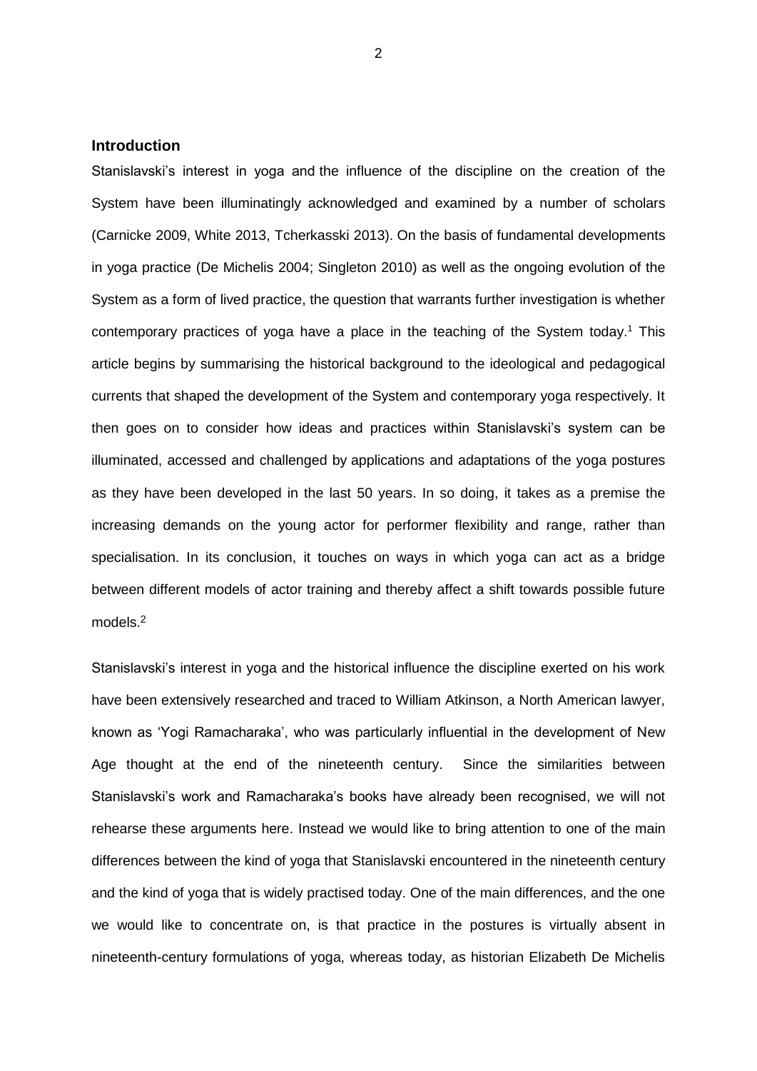## Introduction

Stanislavski's interest in yoga and the influence of the discipline on the creation of the System have been illuminatingly acknowledged and examined by a number of scholars (Carnicke 2009, White 2013, Tcherkasski 2013). On the basis of fundamental developments in yoga practice (De Michelis 2004; Singleton 2010) as well as the ongoing evolution of the System as a form of lived practice, the question that warrants further investigation is whether contemporary practices of yoga have a place in the teaching of the System today.[1] This article begins by summarising the historical background to the ideological and pedagogical currents that shaped the development of the System and contemporary yoga respectively. It then goes on to consider how ideas and practices within Stanislavski's system can be illuminated, accessed and challenged by applications and adaptations of the yoga postures as they have been developed in the last 50 years. In so doing, it takes as a premise the increasing demands on the young actor for performer flexibility and range, rather than specialisation. In its conclusion, it touches on ways in which yoga can act as a bridge between different models of actor training and thereby affect a shift towards possible future models.[2]

Stanislavski's interest in yoga and the historical influence the discipline exerted on his work have been extensively researched and traced to William Atkinson, a North American lawyer, known as 'Yogi Ramacharaka', who was particularly influential in the development of New Age thought at the end of the nineteenth century. Since the similarities between Stanislavski's work and Ramacharaka's books have already been recognised, we will not rehearse these arguments here. Instead we would like to bring attention to one of the main differences between the kind of yoga that Stanislavski encountered in the nineteenth century and the kind of yoga that is widely practised today. One of the main differences, and the one we would like to concentrate on, is that practice in the postures is virtually absent in nineteenth-century formulations of yoga, whereas today, as historian Elizabeth De Michelis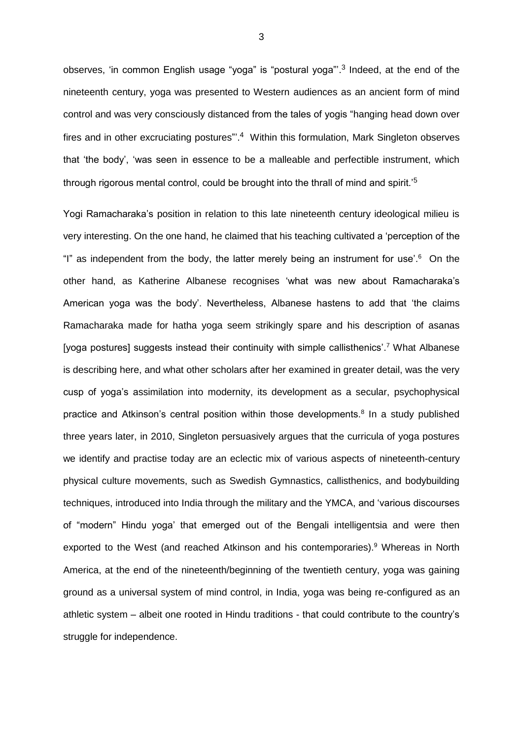observes, 'in common English usage "yoga" is "postural yoga"'.[3] Indeed, at the end of the nineteenth century, yoga was presented to Western audiences as an ancient form of mind control and was very consciously distanced from the tales of yogis "hanging head down over fires and in other excruciating postures"'.[4] Within this formulation, Mark Singleton observes that 'the body', 'was seen in essence to be a malleable and perfectible instrument, which through rigorous mental control, could be brought into the thrall of mind and spirit.'[5]

Yogi Ramacharaka's position in relation to this late nineteenth century ideological milieu is very interesting. On the one hand, he claimed that his teaching cultivated a 'perception of the "I" as independent from the body, the latter merely being an instrument for use'.[6] On the other hand, as Katherine Albanese recognises 'what was new about Ramacharaka's American yoga was the body'. Nevertheless, Albanese hastens to add that 'the claims Ramacharaka made for hatha yoga seem strikingly spare and his description of asanas [yoga postures] suggests instead their continuity with simple callisthenics'.[7] What Albanese is describing here, and what other scholars after her examined in greater detail, was the very cusp of yoga's assimilation into modernity, its development as a secular, psychophysical practice and Atkinson's central position within those developments.[8] In a study published three years later, in 2010, Singleton persuasively argues that the curricula of yoga postures we identify and practise today are an eclectic mix of various aspects of nineteenth-century physical culture movements, such as Swedish Gymnastics, callisthenics, and bodybuilding techniques, introduced into India through the military and the YMCA, and 'various discourses of "modern" Hindu yoga' that emerged out of the Bengali intelligentsia and were then exported to the West (and reached Atkinson and his contemporaries).[9] Whereas in North America, at the end of the nineteenth/beginning of the twentieth century, yoga was gaining ground as a universal system of mind control, in India, yoga was being re-configured as an athletic system – albeit one rooted in Hindu traditions - that could contribute to the country's struggle for independence.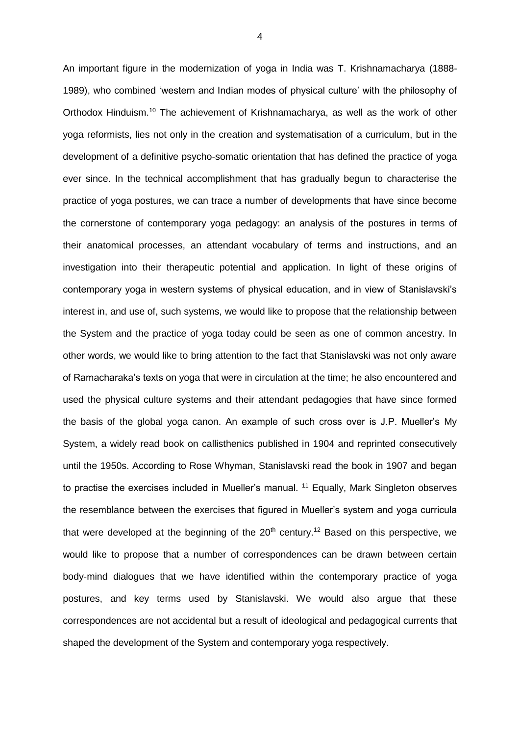An important figure in the modernization of yoga in India was T. Krishnamacharya (1888-1989), who combined 'western and Indian modes of physical culture' with the philosophy of Orthodox Hinduism.[10] The achievement of Krishnamacharya, as well as the work of other yoga reformists, lies not only in the creation and systematisation of a curriculum, but in the development of a definitive psycho-somatic orientation that has defined the practice of yoga ever since. In the technical accomplishment that has gradually begun to characterise the practice of yoga postures, we can trace a number of developments that have since become the cornerstone of contemporary yoga pedagogy: an analysis of the postures in terms of their anatomical processes, an attendant vocabulary of terms and instructions, and an investigation into their therapeutic potential and application. In light of these origins of contemporary yoga in western systems of physical education, and in view of Stanislavski's interest in, and use of, such systems, we would like to propose that the relationship between the System and the practice of yoga today could be seen as one of common ancestry. In other words, we would like to bring attention to the fact that Stanislavski was not only aware of Ramacharaka's texts on yoga that were in circulation at the time; he also encountered and used the physical culture systems and their attendant pedagogies that have since formed the basis of the global yoga canon. An example of such cross over is J.P. Mueller's My System, a widely read book on callisthenics published in 1904 and reprinted consecutively until the 1950s. According to Rose Whyman, Stanislavski read the book in 1907 and began to practise the exercises included in Mueller's manual. [11] Equally, Mark Singleton observes the resemblance between the exercises that figured in Mueller's system and yoga curricula that were developed at the beginning of the 20th century.[12] Based on this perspective, we would like to propose that a number of correspondences can be drawn between certain body-mind dialogues that we have identified within the contemporary practice of yoga postures, and key terms used by Stanislavski. We would also argue that these correspondences are not accidental but a result of ideological and pedagogical currents that shaped the development of the System and contemporary yoga respectively.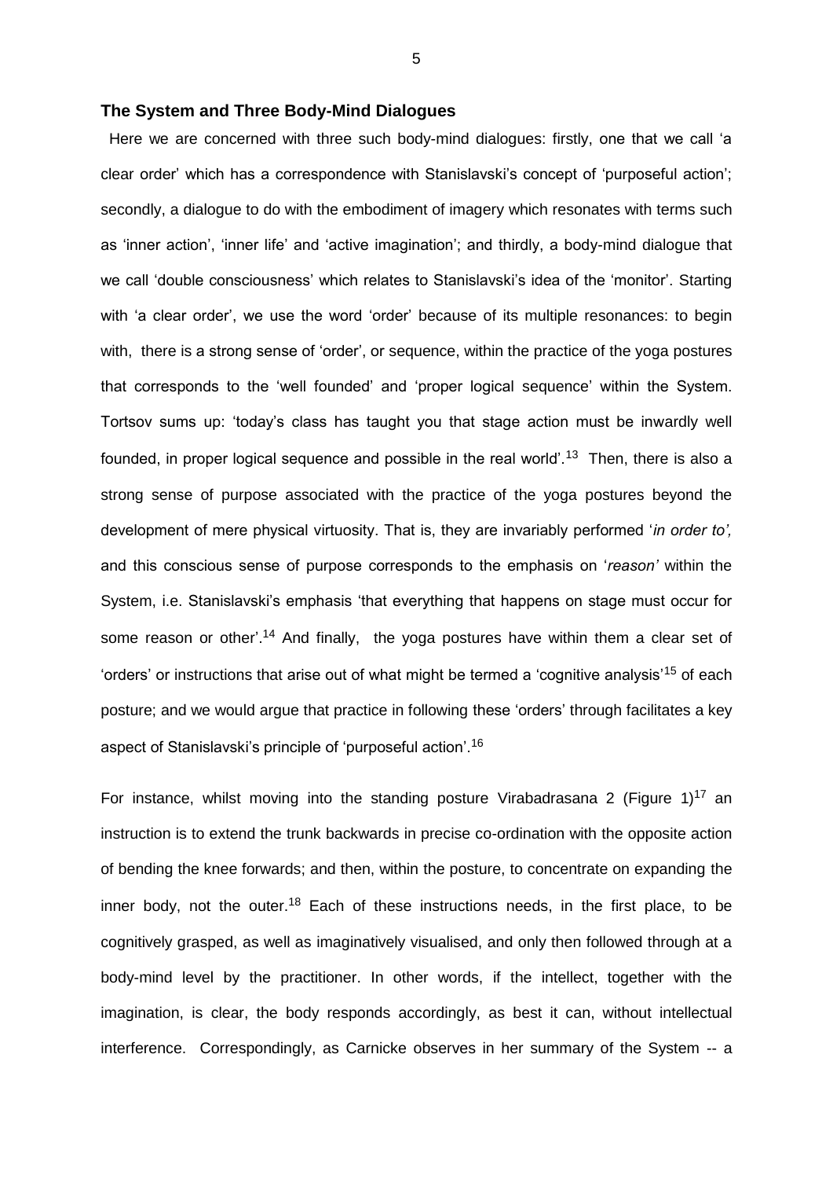## The System and Three Body-Mind Dialogues

Here we are concerned with three such body-mind dialogues: firstly, one that we call 'a clear order' which has a correspondence with Stanislavski's concept of 'purposeful action'; secondly, a dialogue to do with the embodiment of imagery which resonates with terms such as 'inner action', 'inner life' and 'active imagination'; and thirdly, a body-mind dialogue that we call 'double consciousness' which relates to Stanislavski's idea of the 'monitor'. Starting with 'a clear order', we use the word 'order' because of its multiple resonances: to begin with, there is a strong sense of 'order', or sequence, within the practice of the yoga postures that corresponds to the 'well founded' and 'proper logical sequence' within the System. Tortsov sums up: 'today's class has taught you that stage action must be inwardly well founded, in proper logical sequence and possible in the real world'.[13] Then, there is also a strong sense of purpose associated with the practice of the yoga postures beyond the development of mere physical virtuosity. That is, they are invariably performed '*in order to',* and this conscious sense of purpose corresponds to the emphasis on '*reason'* within the System, i.e. Stanislavski's emphasis 'that everything that happens on stage must occur for some reason or other'.[14] And finally, the yoga postures have within them a clear set of 'orders' or instructions that arise out of what might be termed a 'cognitive analysis'[15] of each posture; and we would argue that practice in following these 'orders' through facilitates a key aspect of Stanislavski's principle of 'purposeful action'.[16]

For instance, whilst moving into the standing posture Virabadrasana 2 (Figure 1)[17] an instruction is to extend the trunk backwards in precise co-ordination with the opposite action of bending the knee forwards; and then, within the posture, to concentrate on expanding the inner body, not the outer.[18] Each of these instructions needs, in the first place, to be cognitively grasped, as well as imaginatively visualised, and only then followed through at a body-mind level by the practitioner. In other words, if the intellect, together with the imagination, is clear, the body responds accordingly, as best it can, without intellectual interference. Correspondingly, as Carnicke observes in her summary of the System -- a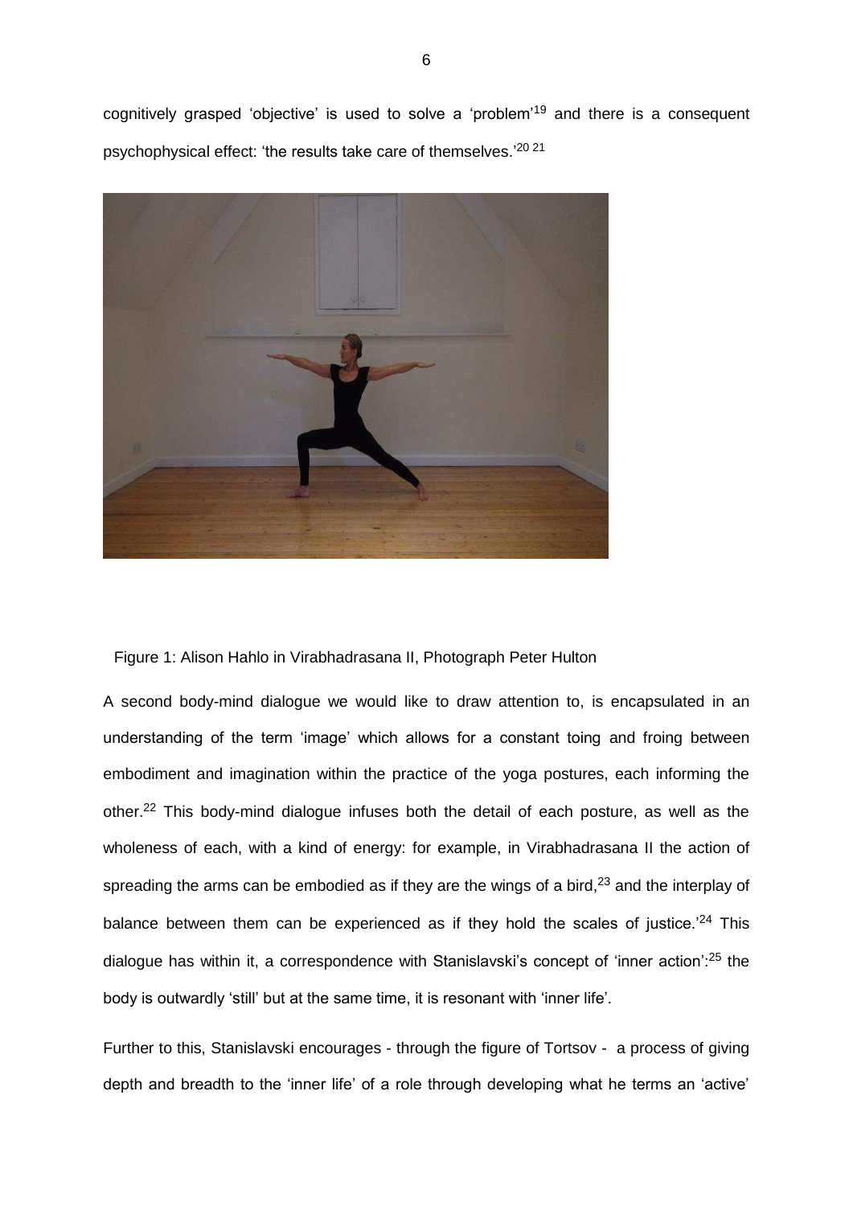cognitively grasped 'objective' is used to solve a 'problem'[19] and there is a consequent psychophysical effect: 'the results take care of themselves.'[20] [21]

Figure 1: Alison Hahlo in Virabhadrasana II, Photograph Peter Hulton

A second body-mind dialogue we would like to draw attention to, is encapsulated in an understanding of the term 'image' which allows for a constant toing and froing between embodiment and imagination within the practice of the yoga postures, each informing the other.[22] This body-mind dialogue infuses both the detail of each posture, as well as the wholeness of each, with a kind of energy: for example, in Virabhadrasana II the action of spreading the arms can be embodied as if they are the wings of a bird,[23] and the interplay of balance between them can be experienced as if they hold the scales of justice.'[24] This dialogue has within it, a correspondence with Stanislavski's concept of 'inner action':[25] the body is outwardly 'still' but at the same time, it is resonant with 'inner life'.

Further to this, Stanislavski encourages - through the figure of Tortsov - a process of giving depth and breadth to the 'inner life' of a role through developing what he terms an 'active'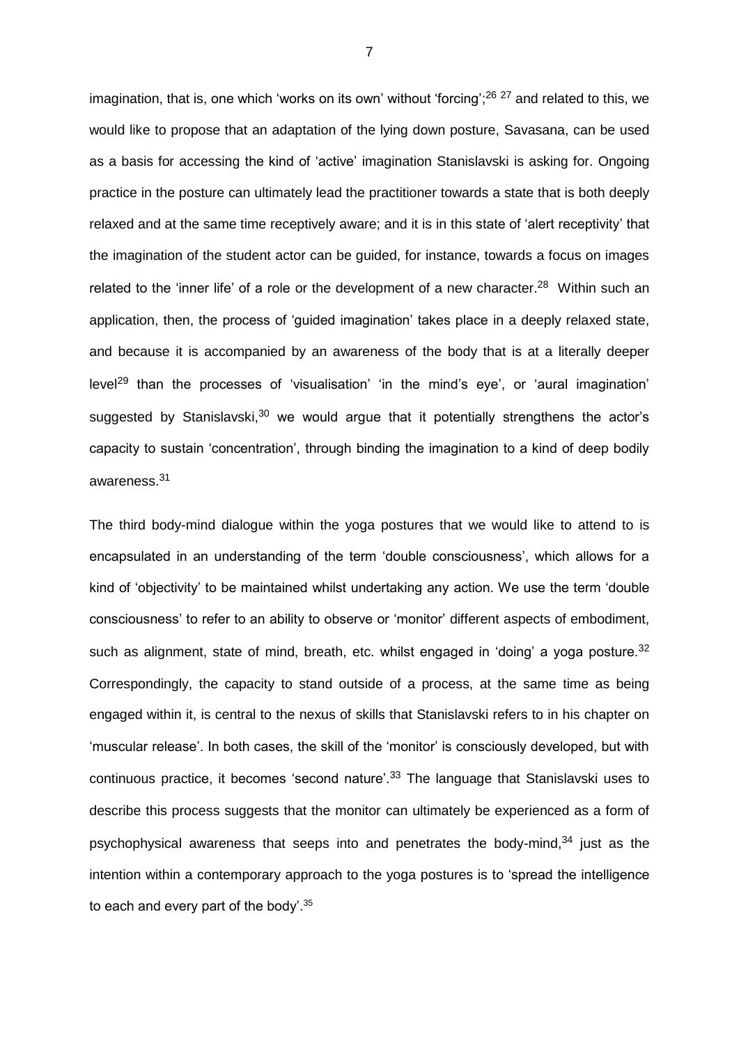imagination, that is, one which 'works on its own' without 'forcing';[26 27] and related to this, we would like to propose that an adaptation of the lying down posture, Savasana, can be used as a basis for accessing the kind of 'active' imagination Stanislavski is asking for. Ongoing practice in the posture can ultimately lead the practitioner towards a state that is both deeply relaxed and at the same time receptively aware; and it is in this state of 'alert receptivity' that the imagination of the student actor can be guided, for instance, towards a focus on images related to the 'inner life' of a role or the development of a new character.[28] Within such an application, then, the process of 'guided imagination' takes place in a deeply relaxed state, and because it is accompanied by an awareness of the body that is at a literally deeper level[29] than the processes of 'visualisation' 'in the mind's eye', or 'aural imagination' suggested by Stanislavski,[30] we would argue that it potentially strengthens the actor's capacity to sustain 'concentration', through binding the imagination to a kind of deep bodily awareness.[31]

The third body-mind dialogue within the yoga postures that we would like to attend to is encapsulated in an understanding of the term 'double consciousness', which allows for a kind of 'objectivity' to be maintained whilst undertaking any action. We use the term 'double consciousness' to refer to an ability to observe or 'monitor' different aspects of embodiment, such as alignment, state of mind, breath, etc. whilst engaged in 'doing' a yoga posture.[32] Correspondingly, the capacity to stand outside of a process, at the same time as being engaged within it, is central to the nexus of skills that Stanislavski refers to in his chapter on 'muscular release'. In both cases, the skill of the 'monitor' is consciously developed, but with continuous practice, it becomes 'second nature'.[33] The language that Stanislavski uses to describe this process suggests that the monitor can ultimately be experienced as a form of psychophysical awareness that seeps into and penetrates the body-mind,[34] just as the intention within a contemporary approach to the yoga postures is to 'spread the intelligence to each and every part of the body'.[35]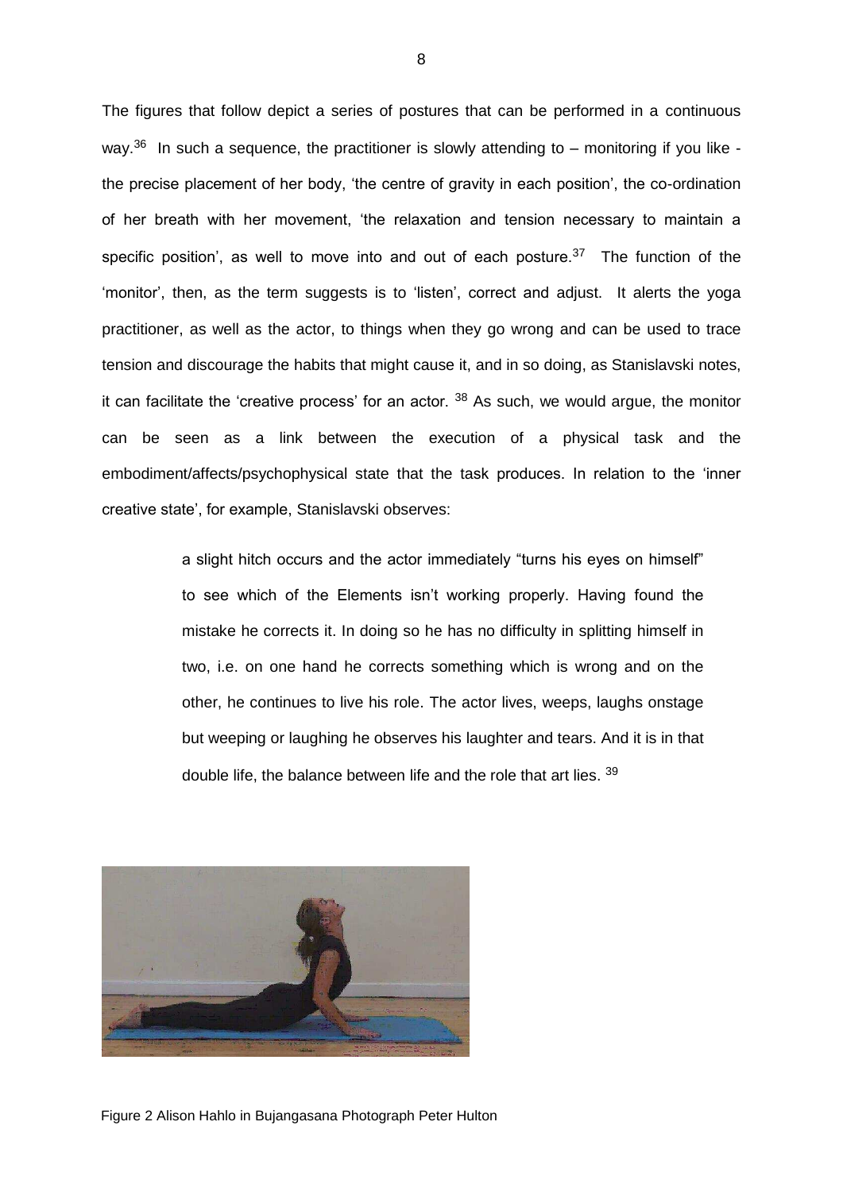The figures that follow depict a series of postures that can be performed in a continuous way.[36] In such a sequence, the practitioner is slowly attending to – monitoring if you like - the precise placement of her body, 'the centre of gravity in each position', the co-ordination of her breath with her movement, 'the relaxation and tension necessary to maintain a specific position', as well to move into and out of each posture.[37] The function of the 'monitor', then, as the term suggests is to 'listen', correct and adjust. It alerts the yoga practitioner, as well as the actor, to things when they go wrong and can be used to trace tension and discourage the habits that might cause it, and in so doing, as Stanislavski notes, it can facilitate the 'creative process' for an actor. [38] As such, we would argue, the monitor can be seen as a link between the execution of a physical task and the embodiment/affects/psychophysical state that the task produces. In relation to the 'inner creative state', for example, Stanislavski observes:

> a slight hitch occurs and the actor immediately "turns his eyes on himself" to see which of the Elements isn't working properly. Having found the mistake he corrects it. In doing so he has no difficulty in splitting himself in two, i.e. on one hand he corrects something which is wrong and on the other, he continues to live his role. The actor lives, weeps, laughs onstage but weeping or laughing he observes his laughter and tears. And it is in that double life, the balance between life and the role that art lies. [39]

Figure 2 Alison Hahlo in Bujangasana Photograph Peter Hulton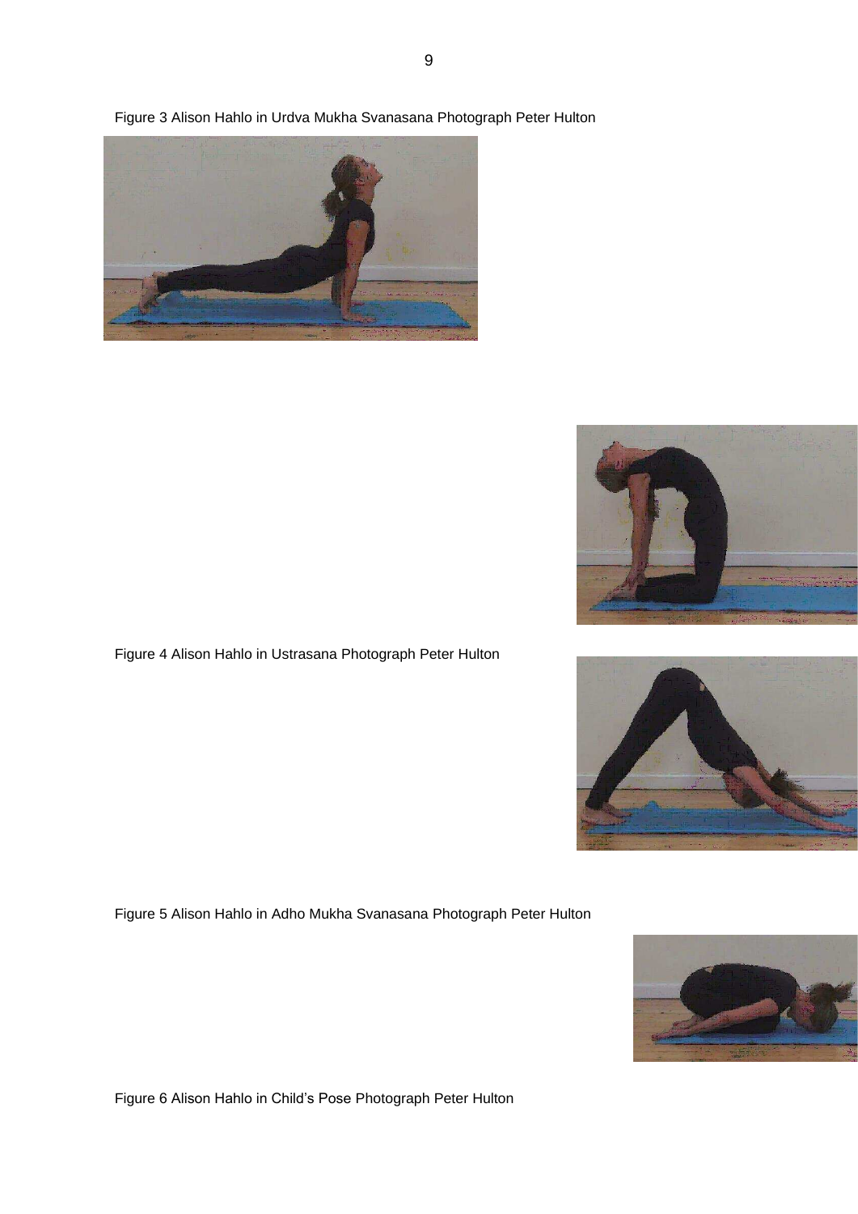Figure 3 Alison Hahlo in Urdva Mukha Svanasana Photograph Peter Hulton

Figure 4 Alison Hahlo in Ustrasana Photograph Peter Hulton

Figure 5 Alison Hahlo in Adho Mukha Svanasana Photograph Peter Hulton

Figure 6 Alison Hahlo in Child's Pose Photograph Peter Hulton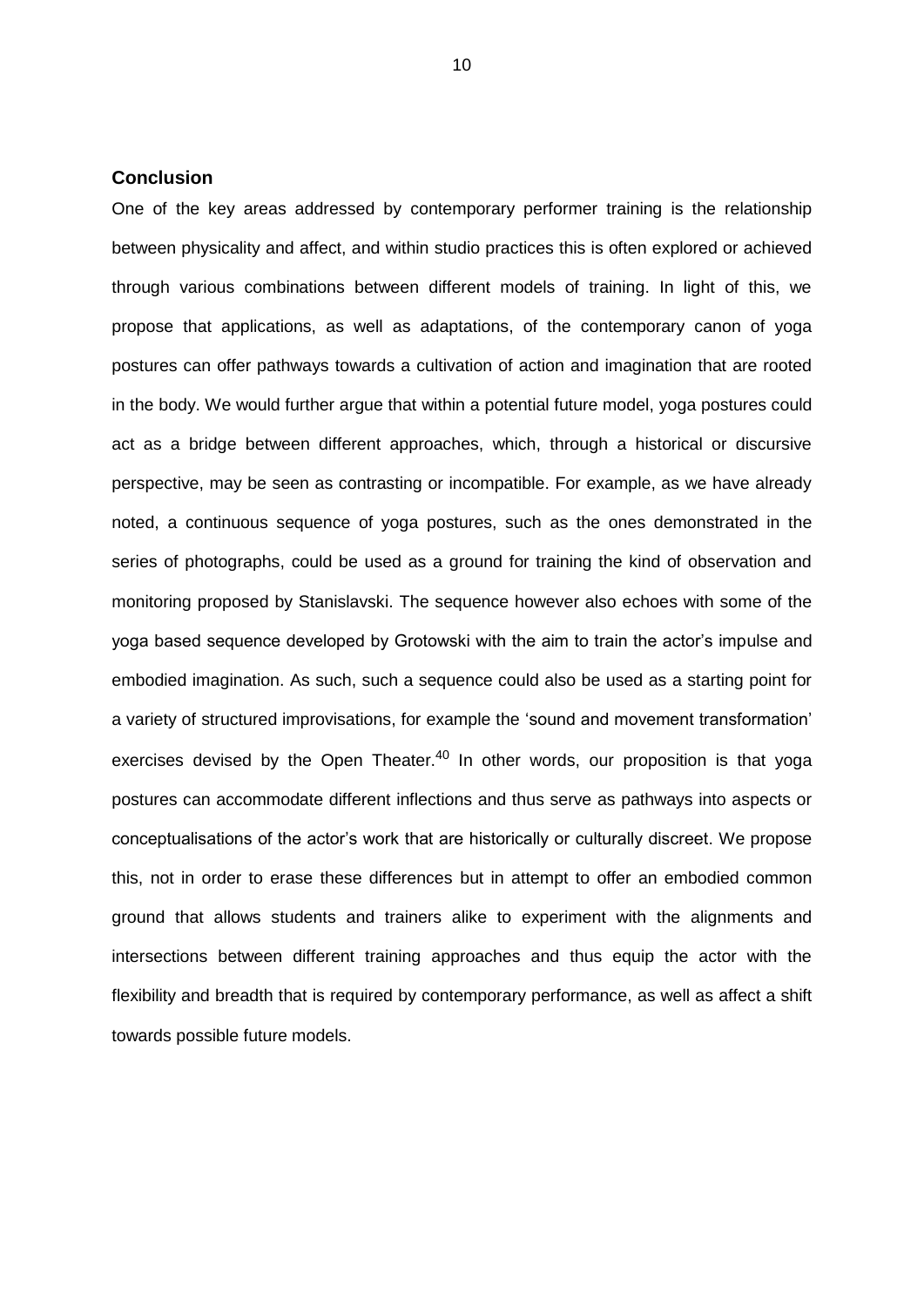## Conclusion

One of the key areas addressed by contemporary performer training is the relationship between physicality and affect, and within studio practices this is often explored or achieved through various combinations between different models of training. In light of this, we propose that applications, as well as adaptations, of the contemporary canon of yoga postures can offer pathways towards a cultivation of action and imagination that are rooted in the body. We would further argue that within a potential future model, yoga postures could act as a bridge between different approaches, which, through a historical or discursive perspective, may be seen as contrasting or incompatible. For example, as we have already noted, a continuous sequence of yoga postures, such as the ones demonstrated in the series of photographs, could be used as a ground for training the kind of observation and monitoring proposed by Stanislavski. The sequence however also echoes with some of the yoga based sequence developed by Grotowski with the aim to train the actor's impulse and embodied imagination. As such, such a sequence could also be used as a starting point for a variety of structured improvisations, for example the 'sound and movement transformation' exercises devised by the Open Theater.[40] In other words, our proposition is that yoga postures can accommodate different inflections and thus serve as pathways into aspects or conceptualisations of the actor's work that are historically or culturally discreet. We propose this, not in order to erase these differences but in attempt to offer an embodied common ground that allows students and trainers alike to experiment with the alignments and intersections between different training approaches and thus equip the actor with the flexibility and breadth that is required by contemporary performance, as well as affect a shift towards possible future models.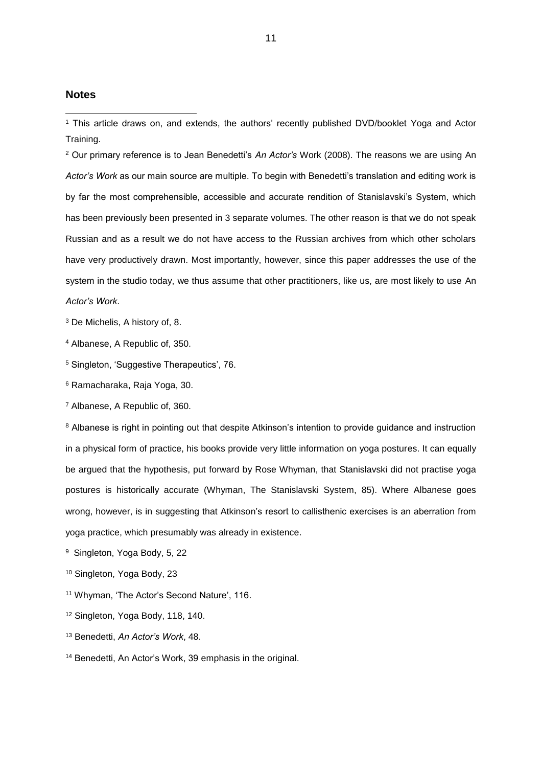## Notes

[1] This article draws on, and extends, the authors' recently published DVD/booklet Yoga and Actor Training.

[2] Our primary reference is to Jean Benedetti's *An Actor's* Work (2008). The reasons we are using An *Actor's Work* as our main source are multiple. To begin with Benedetti's translation and editing work is by far the most comprehensible, accessible and accurate rendition of Stanislavski's System, which has been previously been presented in 3 separate volumes. The other reason is that we do not speak Russian and as a result we do not have access to the Russian archives from which other scholars have very productively drawn. Most importantly, however, since this paper addresses the use of the system in the studio today, we thus assume that other practitioners, like us, are most likely to use An *Actor's Work*.

[3] De Michelis, A history of, 8.

[4] Albanese, A Republic of, 350.

[5] Singleton, 'Suggestive Therapeutics', 76.

[6] Ramacharaka, Raja Yoga, 30.

[7] Albanese, A Republic of, 360.

[8] Albanese is right in pointing out that despite Atkinson's intention to provide guidance and instruction in a physical form of practice, his books provide very little information on yoga postures. It can equally be argued that the hypothesis, put forward by Rose Whyman, that Stanislavski did not practise yoga postures is historically accurate (Whyman, The Stanislavski System, 85). Where Albanese goes wrong, however, is in suggesting that Atkinson's resort to callisthenic exercises is an aberration from yoga practice, which presumably was already in existence.

[9] Singleton, Yoga Body, 5, 22

[10] Singleton, Yoga Body, 23

[11] Whyman, 'The Actor's Second Nature', 116.

[12] Singleton, Yoga Body, 118, 140.

[13] Benedetti, *An Actor's Work*, 48.

[14] Benedetti, An Actor's Work, 39 emphasis in the original.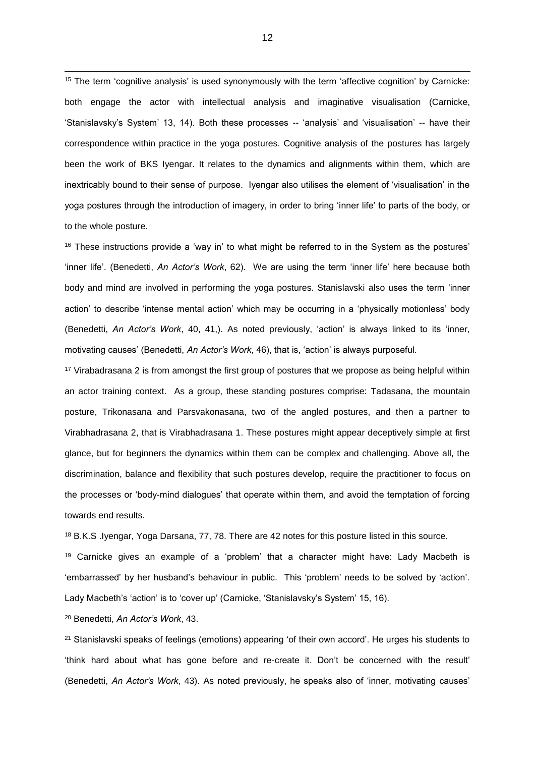[15] The term 'cognitive analysis' is used synonymously with the term 'affective cognition' by Carnicke: both engage the actor with intellectual analysis and imaginative visualisation (Carnicke, 'Stanislavsky's System' 13, 14). Both these processes -- 'analysis' and 'visualisation' -- have their correspondence within practice in the yoga postures. Cognitive analysis of the postures has largely been the work of BKS Iyengar. It relates to the dynamics and alignments within them, which are inextricably bound to their sense of purpose. Iyengar also utilises the element of 'visualisation' in the yoga postures through the introduction of imagery, in order to bring 'inner life' to parts of the body, or to the whole posture.

[16] These instructions provide a 'way in' to what might be referred to in the System as the postures' 'inner life'. (Benedetti, *An Actor's Work*, 62). We are using the term 'inner life' here because both body and mind are involved in performing the yoga postures. Stanislavski also uses the term 'inner action' to describe 'intense mental action' which may be occurring in a 'physically motionless' body (Benedetti, *An Actor's Work*, 40, 41,). As noted previously, 'action' is always linked to its 'inner, motivating causes' (Benedetti, *An Actor's Work*, 46), that is, 'action' is always purposeful.

[17] Virabadrasana 2 is from amongst the first group of postures that we propose as being helpful within an actor training context. As a group, these standing postures comprise: Tadasana, the mountain posture, Trikonasana and Parsvakonasana, two of the angled postures, and then a partner to Virabhadrasana 2, that is Virabhadrasana 1. These postures might appear deceptively simple at first glance, but for beginners the dynamics within them can be complex and challenging. Above all, the discrimination, balance and flexibility that such postures develop, require the practitioner to focus on the processes or 'body-mind dialogues' that operate within them, and avoid the temptation of forcing towards end results.

[18] B.K.S .Iyengar, Yoga Darsana, 77, 78. There are 42 notes for this posture listed in this source.

[19] Carnicke gives an example of a 'problem' that a character might have: Lady Macbeth is 'embarrassed' by her husband's behaviour in public. This 'problem' needs to be solved by 'action'. Lady Macbeth's 'action' is to 'cover up' (Carnicke, 'Stanislavsky's System' 15, 16).

[20] Benedetti, *An Actor's Work*, 43.

[21] Stanislavski speaks of feelings (emotions) appearing 'of their own accord'. He urges his students to 'think hard about what has gone before and re-create it. Don't be concerned with the result' (Benedetti, *An Actor's Work*, 43). As noted previously, he speaks also of 'inner, motivating causes'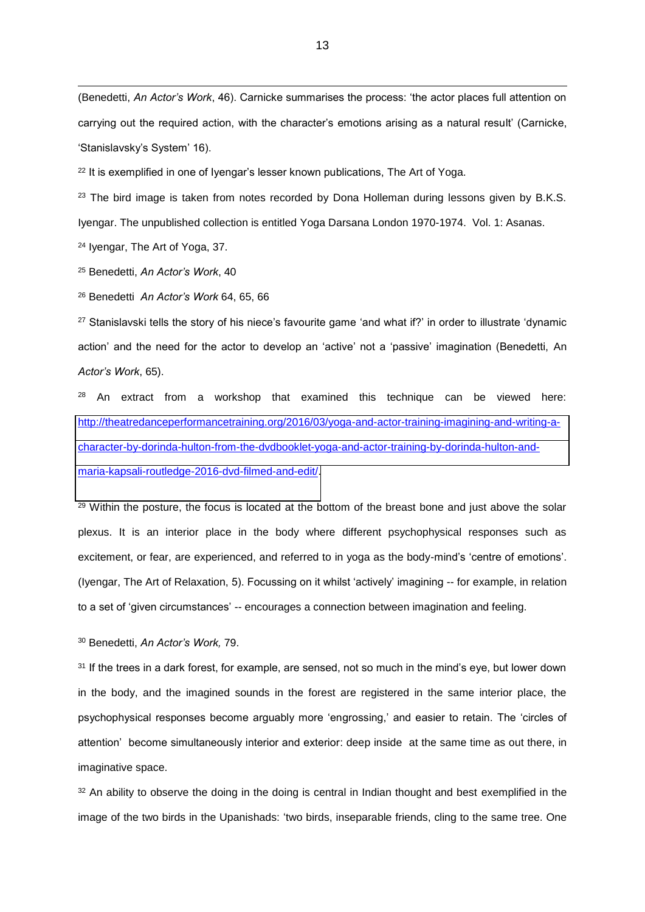(Benedetti, *An Actor's Work*, 46). Carnicke summarises the process: 'the actor places full attention on carrying out the required action, with the character's emotions arising as a natural result' (Carnicke, 'Stanislavsky's System' 16).

[22] It is exemplified in one of Iyengar's lesser known publications, The Art of Yoga.

[23] The bird image is taken from notes recorded by Dona Holleman during lessons given by B.K.S. Iyengar. The unpublished collection is entitled Yoga Darsana London 1970-1974. Vol. 1: Asanas.

[24] Iyengar, The Art of Yoga, 37.

[25] Benedetti, *An Actor's Work*, 40

[26] Benedetti *An Actor's Work* 64, 65, 66

[27] Stanislavski tells the story of his niece's favourite game 'and what if?' in order to illustrate 'dynamic action' and the need for the actor to develop an 'active' not a 'passive' imagination (Benedetti, An *Actor's Work*, 65).

[28] An extract from a workshop that examined this technique can be viewed here: http://theatredanceperformancetraining.org/2016/03/yoga-and-actor-training-imagining-and-writing-a-character-by-dorinda-hulton-from-the-dvdbooklet-yoga-and-actor-training-by-dorinda-hulton-and-maria-kapsali-routledge-2016-dvd-filmed-and-edit/.

[29] Within the posture, the focus is located at the bottom of the breast bone and just above the solar plexus. It is an interior place in the body where different psychophysical responses such as excitement, or fear, are experienced, and referred to in yoga as the body-mind's 'centre of emotions'. (Iyengar, The Art of Relaxation, 5). Focussing on it whilst 'actively' imagining -- for example, in relation to a set of 'given circumstances' -- encourages a connection between imagination and feeling.

[30] Benedetti, *An Actor's Work,* 79.

[31] If the trees in a dark forest, for example, are sensed, not so much in the mind's eye, but lower down in the body, and the imagined sounds in the forest are registered in the same interior place, the psychophysical responses become arguably more 'engrossing,' and easier to retain. The 'circles of attention' become simultaneously interior and exterior: deep inside at the same time as out there, in imaginative space.

[32] An ability to observe the doing in the doing is central in Indian thought and best exemplified in the image of the two birds in the Upanishads: 'two birds, inseparable friends, cling to the same tree. One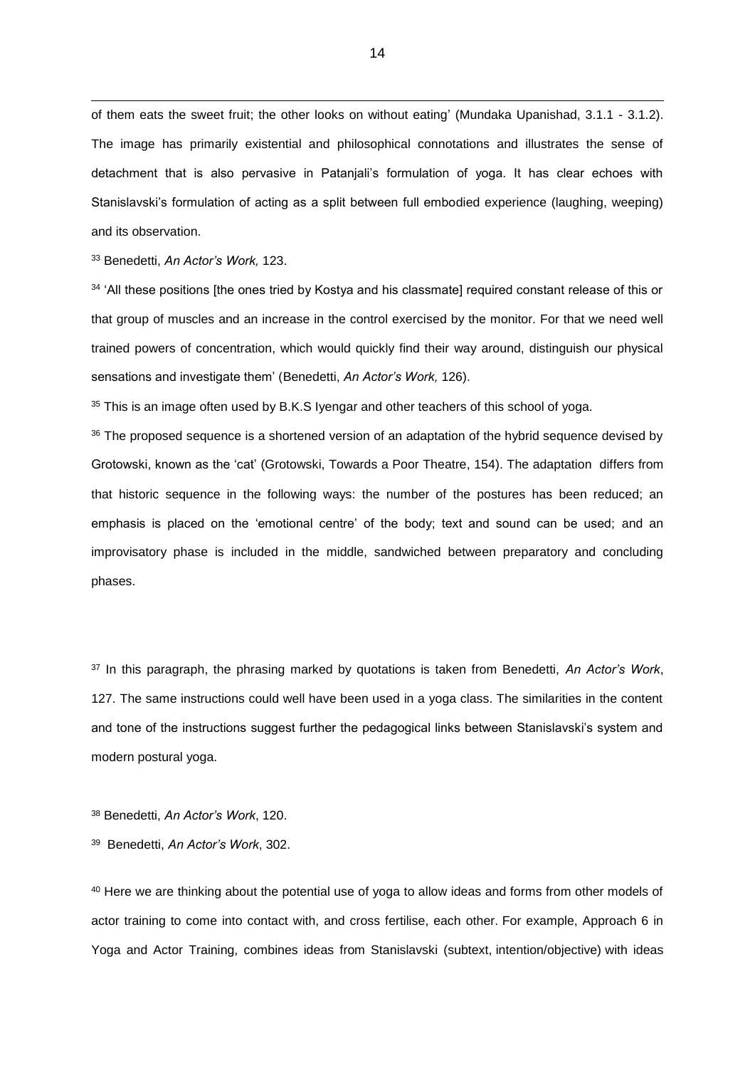of them eats the sweet fruit; the other looks on without eating' (Mundaka Upanishad, 3.1.1 - 3.1.2). The image has primarily existential and philosophical connotations and illustrates the sense of detachment that is also pervasive in Patanjali's formulation of yoga. It has clear echoes with Stanislavski's formulation of acting as a split between full embodied experience (laughing, weeping) and its observation.

[33] Benedetti, *An Actor's Work,* 123.

[34] 'All these positions [the ones tried by Kostya and his classmate] required constant release of this or that group of muscles and an increase in the control exercised by the monitor. For that we need well trained powers of concentration, which would quickly find their way around, distinguish our physical sensations and investigate them' (Benedetti, *An Actor's Work,* 126).

[35] This is an image often used by B.K.S Iyengar and other teachers of this school of yoga.

[36] The proposed sequence is a shortened version of an adaptation of the hybrid sequence devised by Grotowski, known as the 'cat' (Grotowski, Towards a Poor Theatre, 154). The adaptation differs from that historic sequence in the following ways: the number of the postures has been reduced; an emphasis is placed on the 'emotional centre' of the body; text and sound can be used; and an improvisatory phase is included in the middle, sandwiched between preparatory and concluding phases.

[37] In this paragraph, the phrasing marked by quotations is taken from Benedetti, *An Actor's Work*, 127. The same instructions could well have been used in a yoga class. The similarities in the content and tone of the instructions suggest further the pedagogical links between Stanislavski's system and modern postural yoga.

[38] Benedetti, *An Actor's Work*, 120.

[39] Benedetti, *An Actor's Work*, 302.

[40] Here we are thinking about the potential use of yoga to allow ideas and forms from other models of actor training to come into contact with, and cross fertilise, each other. For example, Approach 6 in Yoga and Actor Training, combines ideas from Stanislavski (subtext, intention/objective) with ideas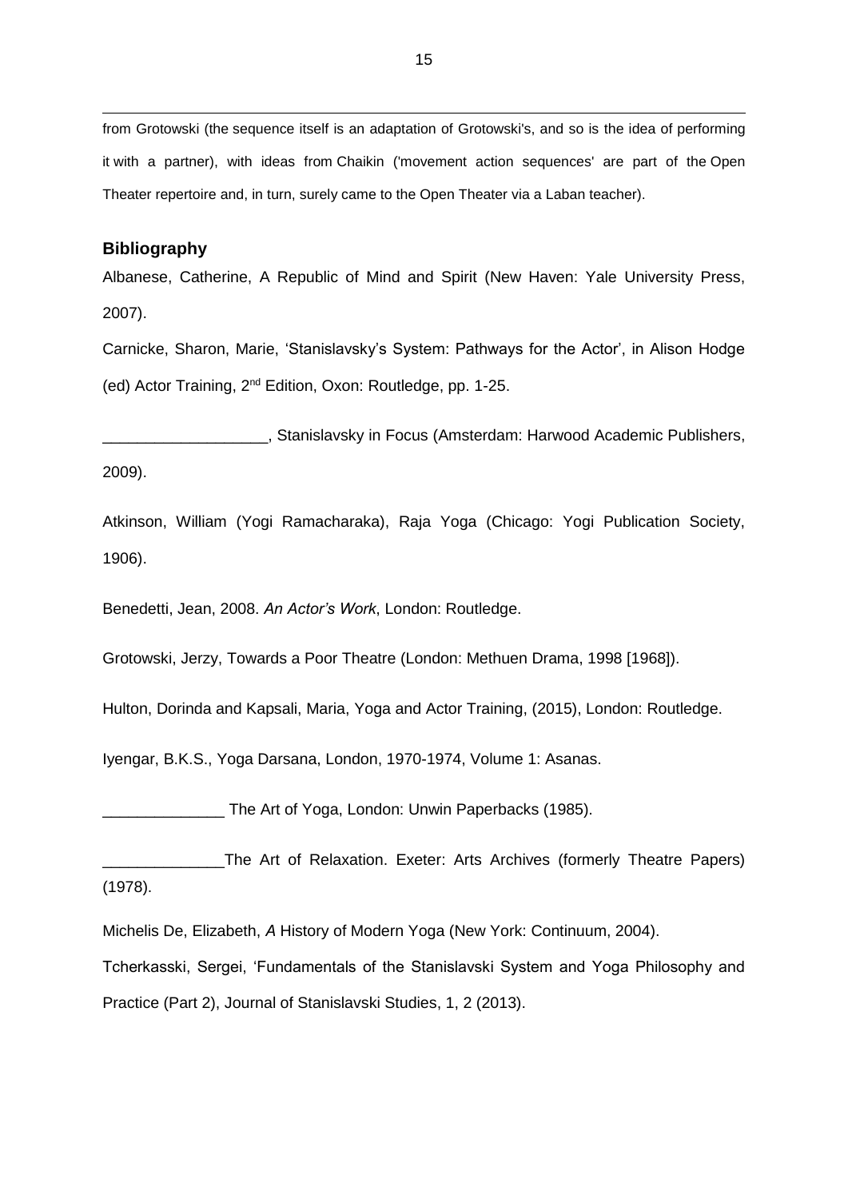from Grotowski (the sequence itself is an adaptation of Grotowski's, and so is the idea of performing it with a partner), with ideas from Chaikin ('movement action sequences' are part of the Open Theater repertoire and, in turn, surely came to the Open Theater via a Laban teacher).

## Bibliography

Albanese, Catherine, A Republic of Mind and Spirit (New Haven: Yale University Press, 2007).

Carnicke, Sharon, Marie, 'Stanislavsky's System: Pathways for the Actor', in Alison Hodge (ed) Actor Training, 2nd Edition, Oxon: Routledge, pp. 1-25.

___________________, Stanislavsky in Focus (Amsterdam: Harwood Academic Publishers, 2009).

Atkinson, William (Yogi Ramacharaka), Raja Yoga (Chicago: Yogi Publication Society, 1906).

Benedetti, Jean, 2008. *An Actor's Work*, London: Routledge.

Grotowski, Jerzy, Towards a Poor Theatre (London: Methuen Drama, 1998 [1968]).

Hulton, Dorinda and Kapsali, Maria, Yoga and Actor Training, (2015), London: Routledge.

Iyengar, B.K.S., Yoga Darsana, London, 1970-1974, Volume 1: Asanas.

______________ The Art of Yoga, London: Unwin Paperbacks (1985).

______________The Art of Relaxation. Exeter: Arts Archives (formerly Theatre Papers) (1978).

Michelis De, Elizabeth, *A* History of Modern Yoga (New York: Continuum, 2004).

Tcherkasski, Sergei, 'Fundamentals of the Stanislavski System and Yoga Philosophy and Practice (Part 2), Journal of Stanislavski Studies, 1, 2 (2013).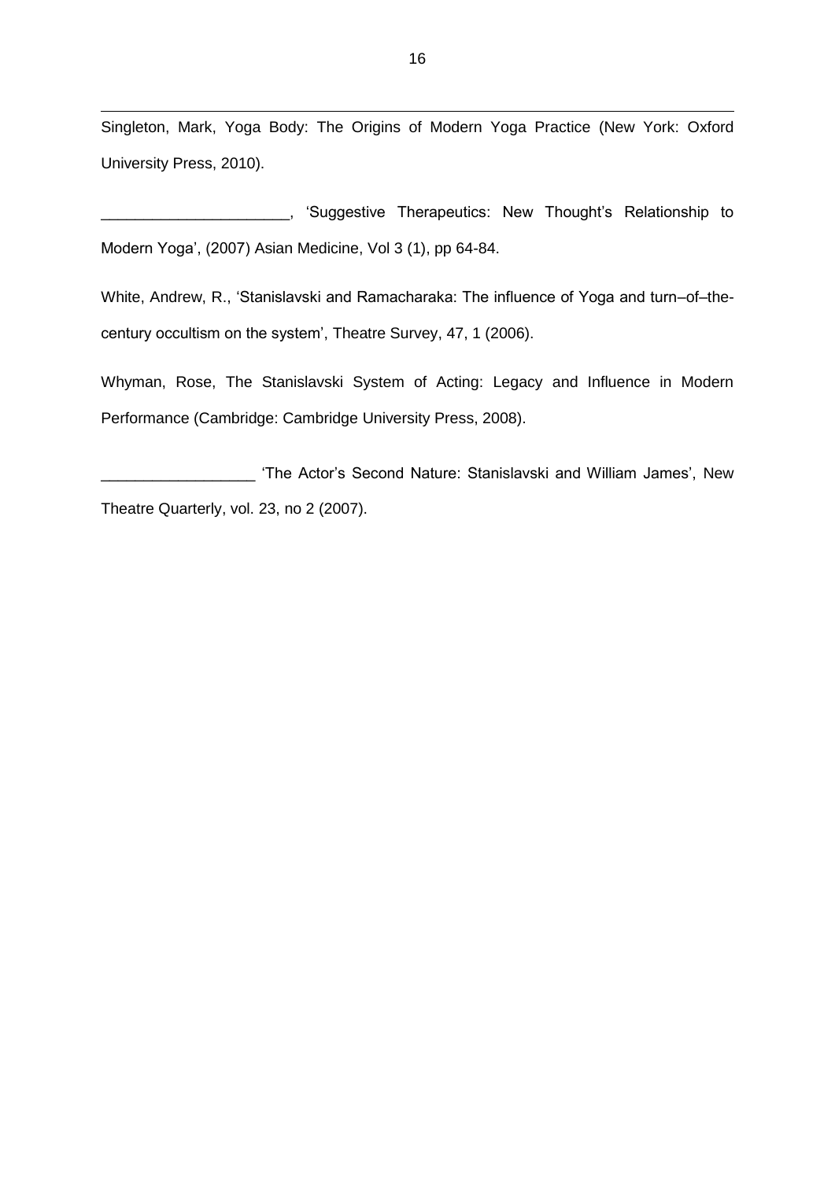Singleton, Mark, Yoga Body: The Origins of Modern Yoga Practice (New York: Oxford University Press, 2010).

______________________, 'Suggestive Therapeutics: New Thought's Relationship to Modern Yoga', (2007) Asian Medicine, Vol 3 (1), pp 64-84.

White, Andrew, R., 'Stanislavski and Ramacharaka: The influence of Yoga and turn–of–the-century occultism on the system', Theatre Survey, 47, 1 (2006).

Whyman, Rose, The Stanislavski System of Acting: Legacy and Influence in Modern Performance (Cambridge: Cambridge University Press, 2008).

__________________ 'The Actor's Second Nature: Stanislavski and William James', New Theatre Quarterly, vol. 23, no 2 (2007).